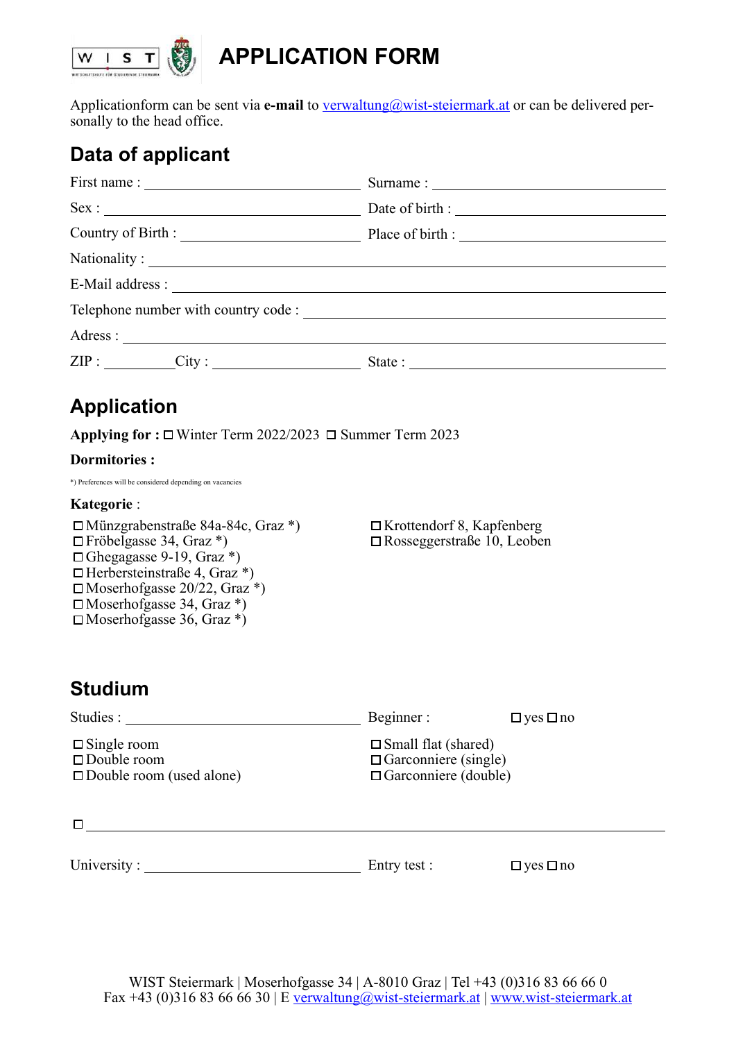# APPLICATION FORM

Applicationform can be sent via **e-mail** to verwaltung@wist-steiermark.at or can be delivered personally to the head office.

## Data of applicant

First name : ____________________ Surname : ____________________

Sex : ____________________ Date of birth : ____________________

Country of Birth : ____________________ Place of birth : ____________________

Nationality : ________________________________________

E-Mail address : ________________________________________

Telephone number with country code : ________________________________________

Adress : ________________________________________

ZIP : __________ City : ____________________ State : ____________________

## Application

**Applying for :** ☐ Winter Term 2022/2023 ☐ Summer Term 2023

**Dormitories :**

*) Preferences will be considered depending on vacancies

**Kategorie** :

- ☐ Münzgrabenstraße 84a-84c, Graz *)
- ☐ Fröbelgasse 34, Graz *)
- ☐ Ghegagasse 9-19, Graz *)
- ☐ Herbersteinstraße 4, Graz *)
- ☐ Moserhofgasse 20/22, Graz *)
- ☐ Moserhofgasse 34, Graz *)
- ☐ Moserhofgasse 36, Graz *)
- ☐ Krottendorf 8, Kapfenberg
- ☐ Rosseggerstraße 10, Leoben

## Studium

Studies : ____________________ Beginner : ☐ yes ☐ no

- ☐ Single room
- ☐ Double room
- ☐ Double room (used alone)
- ☐ Small flat (shared)
- ☐ Garconniere (single)
- ☐ Garconniere (double)

☐ ________________________________________

University : ____________________ Entry test : ☐ yes ☐ no

WIST Steiermark | Moserhofgasse 34 | A-8010 Graz | Tel +43 (0)316 83 66 66 0
Fax +43 (0)316 83 66 66 30 | E verwaltung@wist-steiermark.at | www.wist-steiermark.at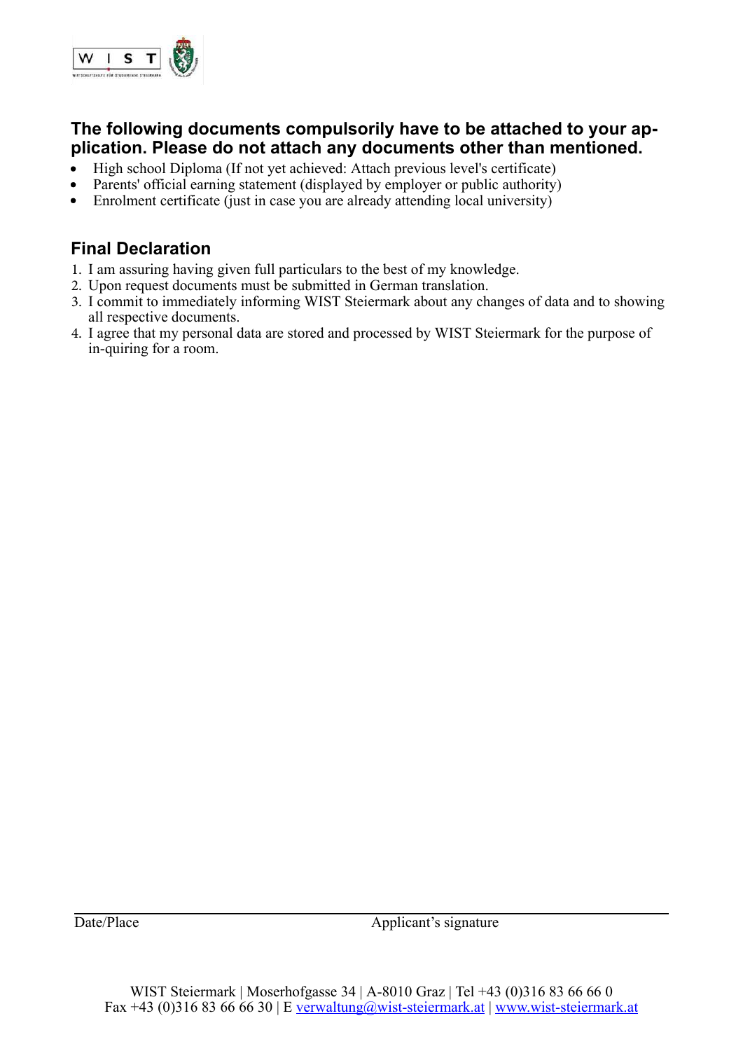## The following documents compulsorily have to be attached to your application. Please do not attach any documents other than mentioned.

- High school Diploma (If not yet achieved: Attach previous level's certificate)
- Parents' official earning statement (displayed by employer or public authority)
- Enrolment certificate (just in case you are already attending local university)

## Final Declaration

1. I am assuring having given full particulars to the best of my knowledge.
2. Upon request documents must be submitted in German translation.
3. I commit to immediately informing WIST Steiermark about any changes of data and to showing all respective documents.
4. I agree that my personal data are stored and processed by WIST Steiermark for the purpose of in-quiring for a room.

Date/Place Applicant's signature

WIST Steiermark | Moserhofgasse 34 | A-8010 Graz | Tel +43 (0)316 83 66 66 0
Fax +43 (0)316 83 66 66 30 | E verwaltung@wist-steiermark.at | www.wist-steiermark.at